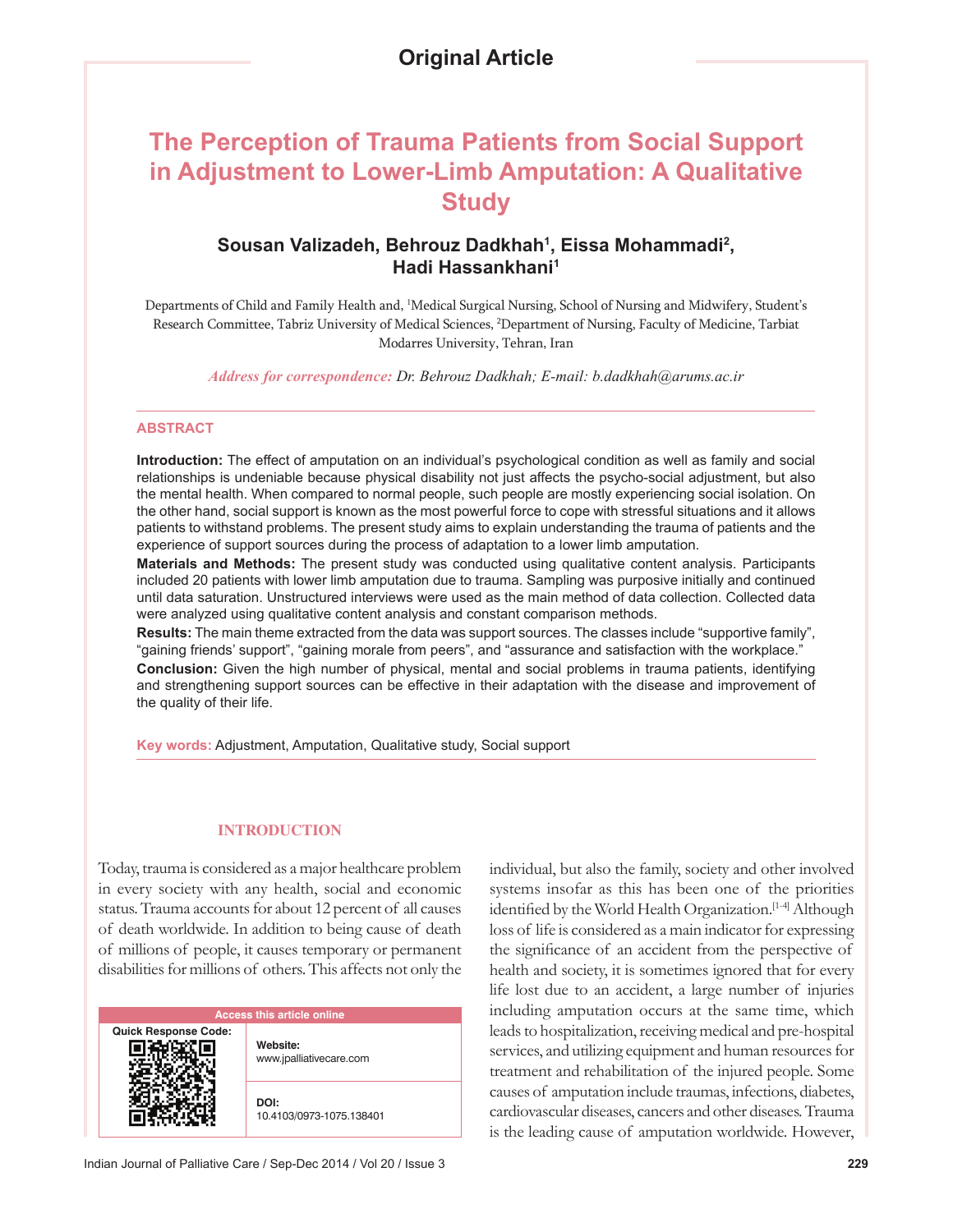# Original Article

# The Perception of Trauma Patients from Social Support in Adjustment to Lower-Limb Amputation: A Qualitative Study

**Sousan Valizadeh, Behrouz Dadkhah[1], Eissa Mohammadi[2], Hadi Hassankhani[1]**

Departments of Child and Family Health and, [1]Medical Surgical Nursing, School of Nursing and Midwifery, Student's Research Committee, Tabriz University of Medical Sciences, [2]Department of Nursing, Faculty of Medicine, Tarbiat Modarres University, Tehran, Iran

*Address for correspondence: Dr. Behrouz Dadkhah; E-mail: b.dadkhah@arums.ac.ir*

## ABSTRACT

**Introduction:** The effect of amputation on an individual's psychological condition as well as family and social relationships is undeniable because physical disability not just affects the psycho-social adjustment, but also the mental health. When compared to normal people, such people are mostly experiencing social isolation. On the other hand, social support is known as the most powerful force to cope with stressful situations and it allows patients to withstand problems. The present study aims to explain understanding the trauma of patients and the experience of support sources during the process of adaptation to a lower limb amputation.

**Materials and Methods:** The present study was conducted using qualitative content analysis. Participants included 20 patients with lower limb amputation due to trauma. Sampling was purposive initially and continued until data saturation. Unstructured interviews were used as the main method of data collection. Collected data were analyzed using qualitative content analysis and constant comparison methods.

**Results:** The main theme extracted from the data was support sources. The classes include "supportive family", "gaining friends' support", "gaining morale from peers", and "assurance and satisfaction with the workplace."

**Conclusion:** Given the high number of physical, mental and social problems in trauma patients, identifying and strengthening support sources can be effective in their adaptation with the disease and improvement of the quality of their life.

**Key words:** Adjustment, Amputation, Qualitative study, Social support

## INTRODUCTION

Today, trauma is considered as a major healthcare problem in every society with any health, social and economic status. Trauma accounts for about 12 percent of all causes of death worldwide. In addition to being cause of death of millions of people, it causes temporary or permanent disabilities for millions of others. This affects not only the individual, but also the family, society and other involved systems insofar as this has been one of the priorities identified by the World Health Organization.[1-4] Although loss of life is considered as a main indicator for expressing the significance of an accident from the perspective of health and society, it is sometimes ignored that for every life lost due to an accident, a large number of injuries including amputation occurs at the same time, which leads to hospitalization, receiving medical and pre-hospital services, and utilizing equipment and human resources for treatment and rehabilitation of the injured people. Some causes of amputation include traumas, infections, diabetes, cardiovascular diseases, cancers and other diseases. Trauma is the leading cause of amputation worldwide. However,

| Access this article online | |
|---|---|
| Quick Response Code: | Website: www.jpalliativecare.com |
| | DOI: 10.4103/0973-1075.138401 |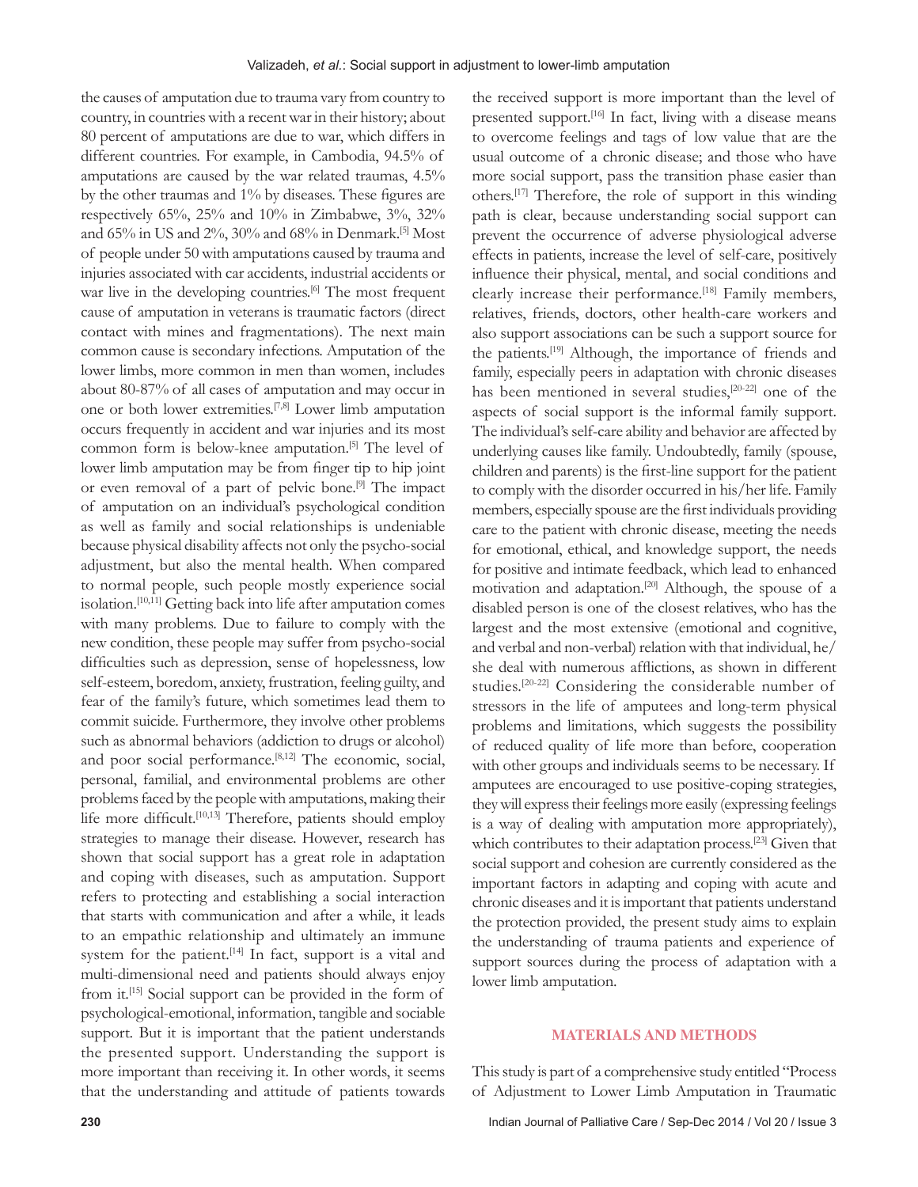the causes of amputation due to trauma vary from country to country, in countries with a recent war in their history; about 80 percent of amputations are due to war, which differs in different countries. For example, in Cambodia, 94.5% of amputations are caused by the war related traumas, 4.5% by the other traumas and 1% by diseases. These figures are respectively 65%, 25% and 10% in Zimbabwe, 3%, 32% and 65% in US and 2%, 30% and 68% in Denmark.[5] Most of people under 50 with amputations caused by trauma and injuries associated with car accidents, industrial accidents or war live in the developing countries.[6] The most frequent cause of amputation in veterans is traumatic factors (direct contact with mines and fragmentations). The next main common cause is secondary infections. Amputation of the lower limbs, more common in men than women, includes about 80-87% of all cases of amputation and may occur in one or both lower extremities.[7,8] Lower limb amputation occurs frequently in accident and war injuries and its most common form is below-knee amputation.[5] The level of lower limb amputation may be from finger tip to hip joint or even removal of a part of pelvic bone.[9] The impact of amputation on an individual's psychological condition as well as family and social relationships is undeniable because physical disability affects not only the psycho-social adjustment, but also the mental health. When compared to normal people, such people mostly experience social isolation.[10,11] Getting back into life after amputation comes with many problems. Due to failure to comply with the new condition, these people may suffer from psycho-social difficulties such as depression, sense of hopelessness, low self-esteem, boredom, anxiety, frustration, feeling guilty, and fear of the family's future, which sometimes lead them to commit suicide. Furthermore, they involve other problems such as abnormal behaviors (addiction to drugs or alcohol) and poor social performance.[8,12] The economic, social, personal, familial, and environmental problems are other problems faced by the people with amputations, making their life more difficult.[10,13] Therefore, patients should employ strategies to manage their disease. However, research has shown that social support has a great role in adaptation and coping with diseases, such as amputation. Support refers to protecting and establishing a social interaction that starts with communication and after a while, it leads to an empathic relationship and ultimately an immune system for the patient.[14] In fact, support is a vital and multi-dimensional need and patients should always enjoy from it.[15] Social support can be provided in the form of psychological-emotional, information, tangible and sociable support. But it is important that the patient understands the presented support. Understanding the support is more important than receiving it. In other words, it seems that the understanding and attitude of patients towards the received support is more important than the level of presented support.[16] In fact, living with a disease means to overcome feelings and tags of low value that are the usual outcome of a chronic disease; and those who have more social support, pass the transition phase easier than others.[17] Therefore, the role of support in this winding path is clear, because understanding social support can prevent the occurrence of adverse physiological adverse effects in patients, increase the level of self-care, positively influence their physical, mental, and social conditions and clearly increase their performance.[18] Family members, relatives, friends, doctors, other health-care workers and also support associations can be such a support source for the patients.[19] Although, the importance of friends and family, especially peers in adaptation with chronic diseases has been mentioned in several studies,[20-22] one of the aspects of social support is the informal family support. The individual's self-care ability and behavior are affected by underlying causes like family. Undoubtedly, family (spouse, children and parents) is the first-line support for the patient to comply with the disorder occurred in his/her life. Family members, especially spouse are the first individuals providing care to the patient with chronic disease, meeting the needs for emotional, ethical, and knowledge support, the needs for positive and intimate feedback, which lead to enhanced motivation and adaptation.[20] Although, the spouse of a disabled person is one of the closest relatives, who has the largest and the most extensive (emotional and cognitive, and verbal and non-verbal) relation with that individual, he/she deal with numerous afflictions, as shown in different studies.[20-22] Considering the considerable number of stressors in the life of amputees and long-term physical problems and limitations, which suggests the possibility of reduced quality of life more than before, cooperation with other groups and individuals seems to be necessary. If amputees are encouraged to use positive-coping strategies, they will express their feelings more easily (expressing feelings is a way of dealing with amputation more appropriately), which contributes to their adaptation process.[23] Given that social support and cohesion are currently considered as the important factors in adapting and coping with acute and chronic diseases and it is important that patients understand the protection provided, the present study aims to explain the understanding of trauma patients and experience of support sources during the process of adaptation with a lower limb amputation.

## MATERIALS AND METHODS

This study is part of a comprehensive study entitled "Process of Adjustment to Lower Limb Amputation in Traumatic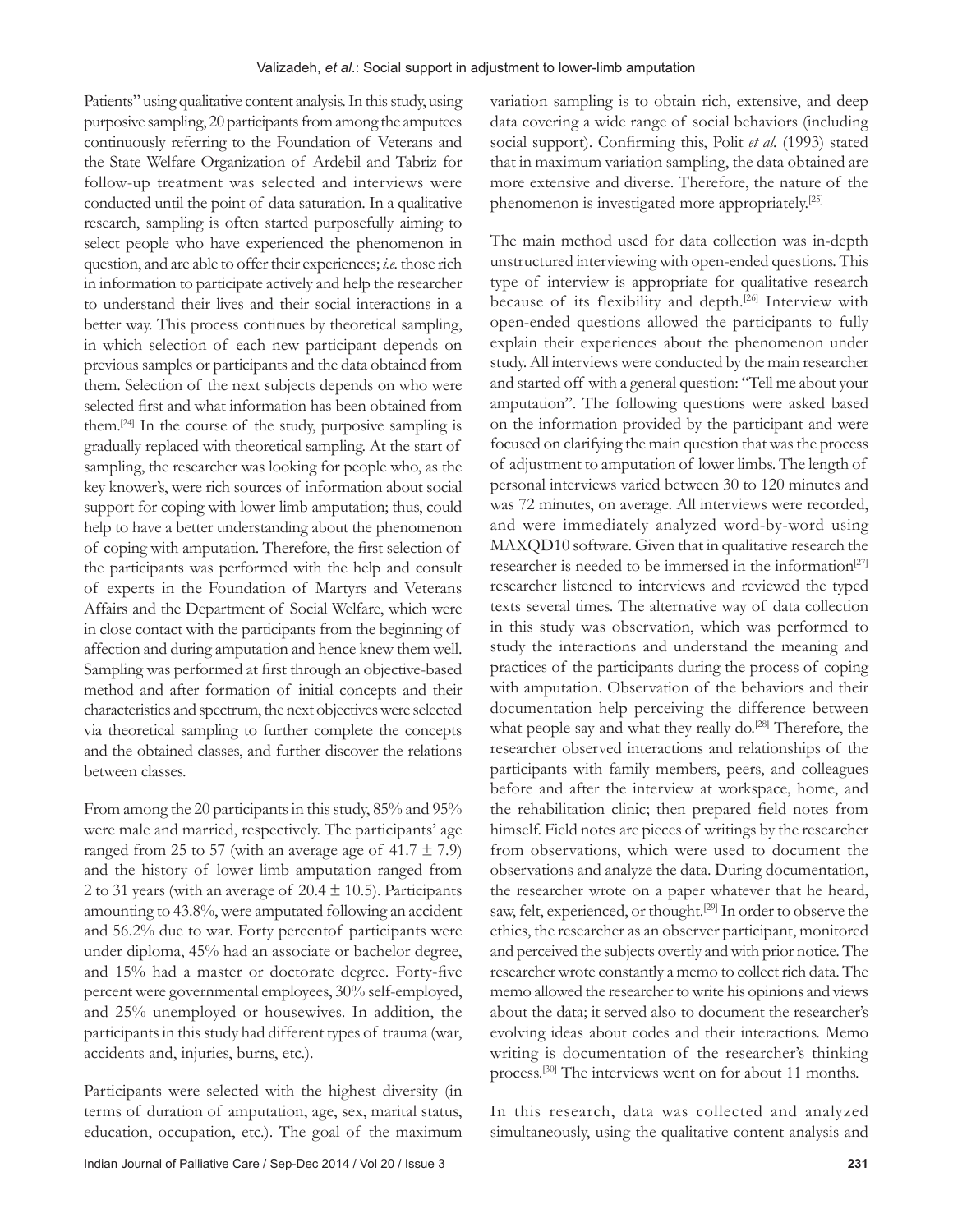Patients" using qualitative content analysis. In this study, using purposive sampling, 20 participants from among the amputees continuously referring to the Foundation of Veterans and the State Welfare Organization of Ardebil and Tabriz for follow-up treatment was selected and interviews were conducted until the point of data saturation. In a qualitative research, sampling is often started purposefully aiming to select people who have experienced the phenomenon in question, and are able to offer their experiences; *i.e.* those rich in information to participate actively and help the researcher to understand their lives and their social interactions in a better way. This process continues by theoretical sampling, in which selection of each new participant depends on previous samples or participants and the data obtained from them. Selection of the next subjects depends on who were selected first and what information has been obtained from them.[24] In the course of the study, purposive sampling is gradually replaced with theoretical sampling. At the start of sampling, the researcher was looking for people who, as the key knower's, were rich sources of information about social support for coping with lower limb amputation; thus, could help to have a better understanding about the phenomenon of coping with amputation. Therefore, the first selection of the participants was performed with the help and consult of experts in the Foundation of Martyrs and Veterans Affairs and the Department of Social Welfare, which were in close contact with the participants from the beginning of affection and during amputation and hence knew them well. Sampling was performed at first through an objective-based method and after formation of initial concepts and their characteristics and spectrum, the next objectives were selected via theoretical sampling to further complete the concepts and the obtained classes, and further discover the relations between classes.

From among the 20 participants in this study, 85% and 95% were male and married, respectively. The participants' age ranged from 25 to 57 (with an average age of 41.7 ± 7.9) and the history of lower limb amputation ranged from 2 to 31 years (with an average of 20.4 ± 10.5). Participants amounting to 43.8%, were amputated following an accident and 56.2% due to war. Forty percentof participants were under diploma, 45% had an associate or bachelor degree, and 15% had a master or doctorate degree. Forty-five percent were governmental employees, 30% self-employed, and 25% unemployed or housewives. In addition, the participants in this study had different types of trauma (war, accidents and, injuries, burns, etc.).

Participants were selected with the highest diversity (in terms of duration of amputation, age, sex, marital status, education, occupation, etc.). The goal of the maximum variation sampling is to obtain rich, extensive, and deep data covering a wide range of social behaviors (including social support). Confirming this, Polit *et al.* (1993) stated that in maximum variation sampling, the data obtained are more extensive and diverse. Therefore, the nature of the phenomenon is investigated more appropriately.[25]

The main method used for data collection was in-depth unstructured interviewing with open-ended questions. This type of interview is appropriate for qualitative research because of its flexibility and depth.[26] Interview with open-ended questions allowed the participants to fully explain their experiences about the phenomenon under study. All interviews were conducted by the main researcher and started off with a general question: "Tell me about your amputation". The following questions were asked based on the information provided by the participant and were focused on clarifying the main question that was the process of adjustment to amputation of lower limbs. The length of personal interviews varied between 30 to 120 minutes and was 72 minutes, on average. All interviews were recorded, and were immediately analyzed word-by-word using MAXQD10 software. Given that in qualitative research the researcher is needed to be immersed in the information[27] researcher listened to interviews and reviewed the typed texts several times. The alternative way of data collection in this study was observation, which was performed to study the interactions and understand the meaning and practices of the participants during the process of coping with amputation. Observation of the behaviors and their documentation help perceiving the difference between what people say and what they really do.[28] Therefore, the researcher observed interactions and relationships of the participants with family members, peers, and colleagues before and after the interview at workspace, home, and the rehabilitation clinic; then prepared field notes from himself. Field notes are pieces of writings by the researcher from observations, which were used to document the observations and analyze the data. During documentation, the researcher wrote on a paper whatever that he heard, saw, felt, experienced, or thought.[29] In order to observe the ethics, the researcher as an observer participant, monitored and perceived the subjects overtly and with prior notice. The researcher wrote constantly a memo to collect rich data. The memo allowed the researcher to write his opinions and views about the data; it served also to document the researcher's evolving ideas about codes and their interactions. Memo writing is documentation of the researcher's thinking process.[30] The interviews went on for about 11 months.

In this research, data was collected and analyzed simultaneously, using the qualitative content analysis and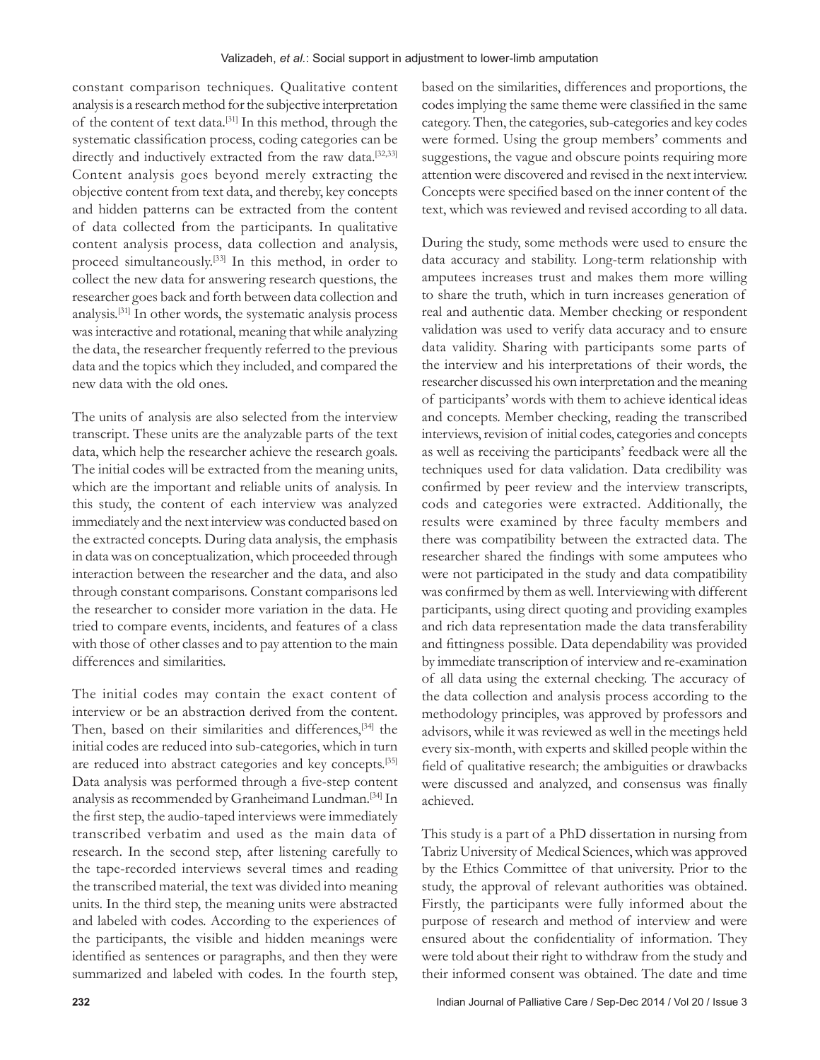constant comparison techniques. Qualitative content analysis is a research method for the subjective interpretation of the content of text data.[31] In this method, through the systematic classification process, coding categories can be directly and inductively extracted from the raw data.[32,33] Content analysis goes beyond merely extracting the objective content from text data, and thereby, key concepts and hidden patterns can be extracted from the content of data collected from the participants. In qualitative content analysis process, data collection and analysis, proceed simultaneously.[33] In this method, in order to collect the new data for answering research questions, the researcher goes back and forth between data collection and analysis.[31] In other words, the systematic analysis process was interactive and rotational, meaning that while analyzing the data, the researcher frequently referred to the previous data and the topics which they included, and compared the new data with the old ones.

The units of analysis are also selected from the interview transcript. These units are the analyzable parts of the text data, which help the researcher achieve the research goals. The initial codes will be extracted from the meaning units, which are the important and reliable units of analysis. In this study, the content of each interview was analyzed immediately and the next interview was conducted based on the extracted concepts. During data analysis, the emphasis in data was on conceptualization, which proceeded through interaction between the researcher and the data, and also through constant comparisons. Constant comparisons led the researcher to consider more variation in the data. He tried to compare events, incidents, and features of a class with those of other classes and to pay attention to the main differences and similarities.

The initial codes may contain the exact content of interview or be an abstraction derived from the content. Then, based on their similarities and differences,[34] the initial codes are reduced into sub-categories, which in turn are reduced into abstract categories and key concepts.[35] Data analysis was performed through a five-step content analysis as recommended by Granheimand Lundman.[34] In the first step, the audio-taped interviews were immediately transcribed verbatim and used as the main data of research. In the second step, after listening carefully to the tape-recorded interviews several times and reading the transcribed material, the text was divided into meaning units. In the third step, the meaning units were abstracted and labeled with codes. According to the experiences of the participants, the visible and hidden meanings were identified as sentences or paragraphs, and then they were summarized and labeled with codes. In the fourth step, based on the similarities, differences and proportions, the codes implying the same theme were classified in the same category. Then, the categories, sub-categories and key codes were formed. Using the group members' comments and suggestions, the vague and obscure points requiring more attention were discovered and revised in the next interview. Concepts were specified based on the inner content of the text, which was reviewed and revised according to all data.

During the study, some methods were used to ensure the data accuracy and stability. Long-term relationship with amputees increases trust and makes them more willing to share the truth, which in turn increases generation of real and authentic data. Member checking or respondent validation was used to verify data accuracy and to ensure data validity. Sharing with participants some parts of the interview and his interpretations of their words, the researcher discussed his own interpretation and the meaning of participants' words with them to achieve identical ideas and concepts. Member checking, reading the transcribed interviews, revision of initial codes, categories and concepts as well as receiving the participants' feedback were all the techniques used for data validation. Data credibility was confirmed by peer review and the interview transcripts, cods and categories were extracted. Additionally, the results were examined by three faculty members and there was compatibility between the extracted data. The researcher shared the findings with some amputees who were not participated in the study and data compatibility was confirmed by them as well. Interviewing with different participants, using direct quoting and providing examples and rich data representation made the data transferability and fittingness possible. Data dependability was provided by immediate transcription of interview and re-examination of all data using the external checking. The accuracy of the data collection and analysis process according to the methodology principles, was approved by professors and advisors, while it was reviewed as well in the meetings held every six-month, with experts and skilled people within the field of qualitative research; the ambiguities or drawbacks were discussed and analyzed, and consensus was finally achieved.

This study is a part of a PhD dissertation in nursing from Tabriz University of Medical Sciences, which was approved by the Ethics Committee of that university. Prior to the study, the approval of relevant authorities was obtained. Firstly, the participants were fully informed about the purpose of research and method of interview and were ensured about the confidentiality of information. They were told about their right to withdraw from the study and their informed consent was obtained. The date and time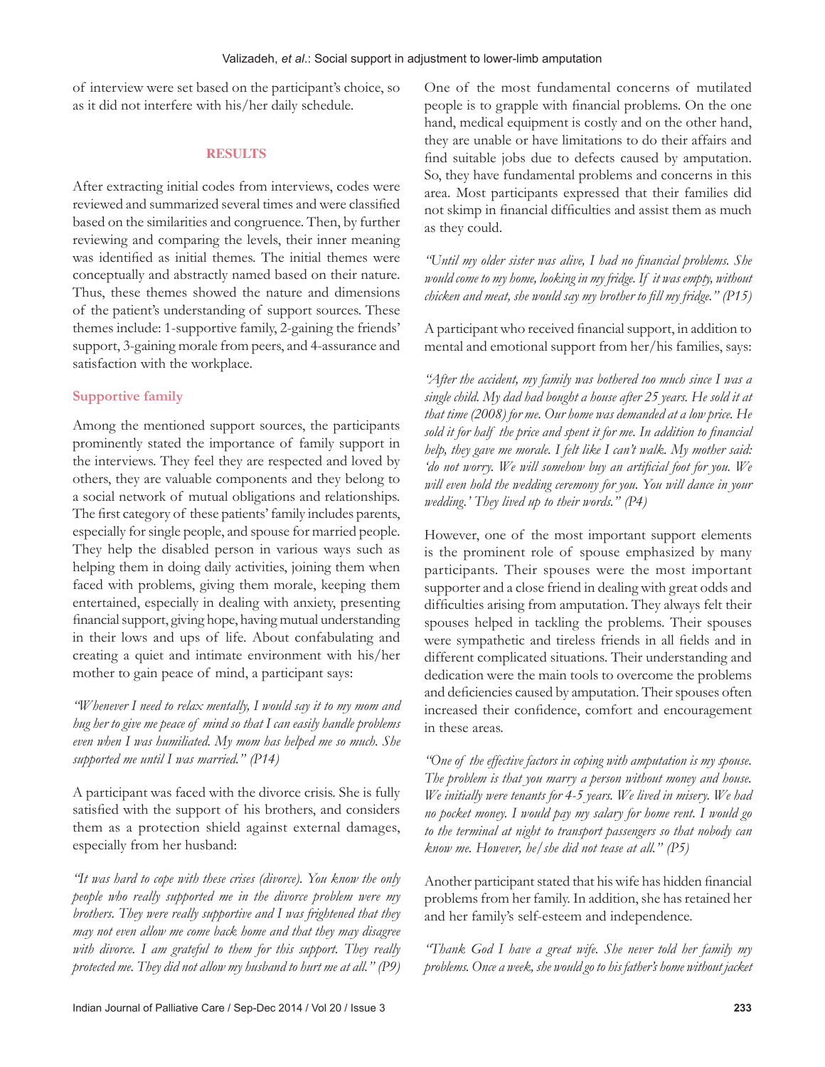of interview were set based on the participant's choice, so as it did not interfere with his/her daily schedule.

## RESULTS

After extracting initial codes from interviews, codes were reviewed and summarized several times and were classified based on the similarities and congruence. Then, by further reviewing and comparing the levels, their inner meaning was identified as initial themes. The initial themes were conceptually and abstractly named based on their nature. Thus, these themes showed the nature and dimensions of the patient's understanding of support sources. These themes include: 1-supportive family, 2-gaining the friends' support, 3-gaining morale from peers, and 4-assurance and satisfaction with the workplace.

### Supportive family

Among the mentioned support sources, the participants prominently stated the importance of family support in the interviews. They feel they are respected and loved by others, they are valuable components and they belong to a social network of mutual obligations and relationships. The first category of these patients' family includes parents, especially for single people, and spouse for married people. They help the disabled person in various ways such as helping them in doing daily activities, joining them when faced with problems, giving them morale, keeping them entertained, especially in dealing with anxiety, presenting financial support, giving hope, having mutual understanding in their lows and ups of life. About confabulating and creating a quiet and intimate environment with his/her mother to gain peace of mind, a participant says:

*"Whenever I need to relax mentally, I would say it to my mom and hug her to give me peace of mind so that I can easily handle problems even when I was humiliated. My mom has helped me so much. She supported me until I was married." (P14)*

A participant was faced with the divorce crisis. She is fully satisfied with the support of his brothers, and considers them as a protection shield against external damages, especially from her husband:

*"It was hard to cope with these crises (divorce). You know the only people who really supported me in the divorce problem were my brothers. They were really supportive and I was frightened that they may not even allow me come back home and that they may disagree with divorce. I am grateful to them for this support. They really protected me. They did not allow my husband to hurt me at all." (P9)*

One of the most fundamental concerns of mutilated people is to grapple with financial problems. On the one hand, medical equipment is costly and on the other hand, they are unable or have limitations to do their affairs and find suitable jobs due to defects caused by amputation. So, they have fundamental problems and concerns in this area. Most participants expressed that their families did not skimp in financial difficulties and assist them as much as they could.

*"Until my older sister was alive, I had no financial problems. She would come to my home, looking in my fridge. If it was empty, without chicken and meat, she would say my brother to fill my fridge." (P15)*

A participant who received financial support, in addition to mental and emotional support from her/his families, says:

*"After the accident, my family was bothered too much since I was a single child. My dad had bought a house after 25 years. He sold it at that time (2008) for me. Our home was demanded at a low price. He sold it for half the price and spent it for me. In addition to financial help, they gave me morale. I felt like I can't walk. My mother said: 'do not worry. We will somehow buy an artificial foot for you. We will even hold the wedding ceremony for you. You will dance in your wedding.' They lived up to their words." (P4)*

However, one of the most important support elements is the prominent role of spouse emphasized by many participants. Their spouses were the most important supporter and a close friend in dealing with great odds and difficulties arising from amputation. They always felt their spouses helped in tackling the problems. Their spouses were sympathetic and tireless friends in all fields and in different complicated situations. Their understanding and dedication were the main tools to overcome the problems and deficiencies caused by amputation. Their spouses often increased their confidence, comfort and encouragement in these areas.

*"One of the effective factors in coping with amputation is my spouse. The problem is that you marry a person without money and house. We initially were tenants for 4-5 years. We lived in misery. We had no pocket money. I would pay my salary for home rent. I would go to the terminal at night to transport passengers so that nobody can know me. However, he/she did not tease at all." (P5)*

Another participant stated that his wife has hidden financial problems from her family. In addition, she has retained her and her family's self-esteem and independence.

*"Thank God I have a great wife. She never told her family my problems. Once a week, she would go to his father's home without jacket*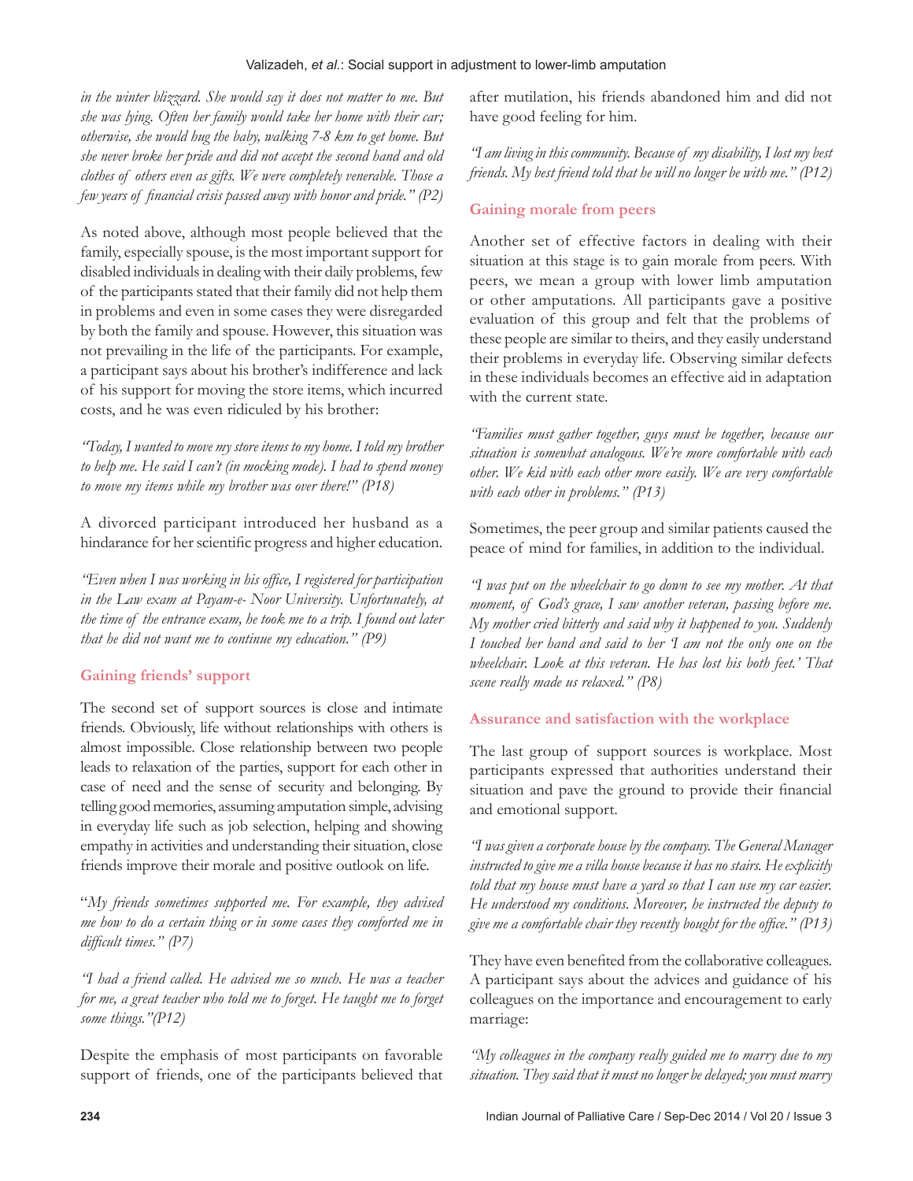*in the winter blizzard. She would say it does not matter to me. But she was lying. Often her family would take her home with their car; otherwise, she would hug the baby, walking 7-8 km to get home. But she never broke her pride and did not accept the second hand and old clothes of others even as gifts. We were completely venerable. Those a few years of financial crisis passed away with honor and pride." (P2)*

As noted above, although most people believed that the family, especially spouse, is the most important support for disabled individuals in dealing with their daily problems, few of the participants stated that their family did not help them in problems and even in some cases they were disregarded by both the family and spouse. However, this situation was not prevailing in the life of the participants. For example, a participant says about his brother's indifference and lack of his support for moving the store items, which incurred costs, and he was even ridiculed by his brother:

*"Today, I wanted to move my store items to my home. I told my brother to help me. He said I can't (in mocking mode). I had to spend money to move my items while my brother was over there!" (P18)*

A divorced participant introduced her husband as a hindarance for her scientific progress and higher education.

*"Even when I was working in his office, I registered for participation in the Law exam at Payam-e- Noor University. Unfortunately, at the time of the entrance exam, he took me to a trip. I found out later that he did not want me to continue my education." (P9)*

### Gaining friends' support

The second set of support sources is close and intimate friends. Obviously, life without relationships with others is almost impossible. Close relationship between two people leads to relaxation of the parties, support for each other in case of need and the sense of security and belonging. By telling good memories, assuming amputation simple, advising in everyday life such as job selection, helping and showing empathy in activities and understanding their situation, close friends improve their morale and positive outlook on life.

"*My friends sometimes supported me. For example, they advised me how to do a certain thing or in some cases they comforted me in difficult times." (P7)*

*"I had a friend called. He advised me so much. He was a teacher for me, a great teacher who told me to forget. He taught me to forget some things."(P12)*

Despite the emphasis of most participants on favorable support of friends, one of the participants believed that after mutilation, his friends abandoned him and did not have good feeling for him.

*"I am living in this community. Because of my disability, I lost my best friends. My best friend told that he will no longer be with me." (P12)*

### Gaining morale from peers

Another set of effective factors in dealing with their situation at this stage is to gain morale from peers. With peers, we mean a group with lower limb amputation or other amputations. All participants gave a positive evaluation of this group and felt that the problems of these people are similar to theirs, and they easily understand their problems in everyday life. Observing similar defects in these individuals becomes an effective aid in adaptation with the current state.

*"Families must gather together, guys must be together, because our situation is somewhat analogous. We're more comfortable with each other. We kid with each other more easily. We are very comfortable with each other in problems." (P13)*

Sometimes, the peer group and similar patients caused the peace of mind for families, in addition to the individual.

*"I was put on the wheelchair to go down to see my mother. At that moment, of God's grace, I saw another veteran, passing before me. My mother cried bitterly and said why it happened to you. Suddenly I touched her hand and said to her 'I am not the only one on the wheelchair. Look at this veteran. He has lost his both feet.' That scene really made us relaxed." (P8)*

### Assurance and satisfaction with the workplace

The last group of support sources is workplace. Most participants expressed that authorities understand their situation and pave the ground to provide their financial and emotional support.

*"I was given a corporate house by the company. The General Manager instructed to give me a villa house because it has no stairs. He explicitly told that my house must have a yard so that I can use my car easier. He understood my conditions. Moreover, he instructed the deputy to give me a comfortable chair they recently bought for the office." (P13)*

They have even benefited from the collaborative colleagues. A participant says about the advices and guidance of his colleagues on the importance and encouragement to early marriage:

*"My colleagues in the company really guided me to marry due to my situation. They said that it must no longer be delayed; you must marry*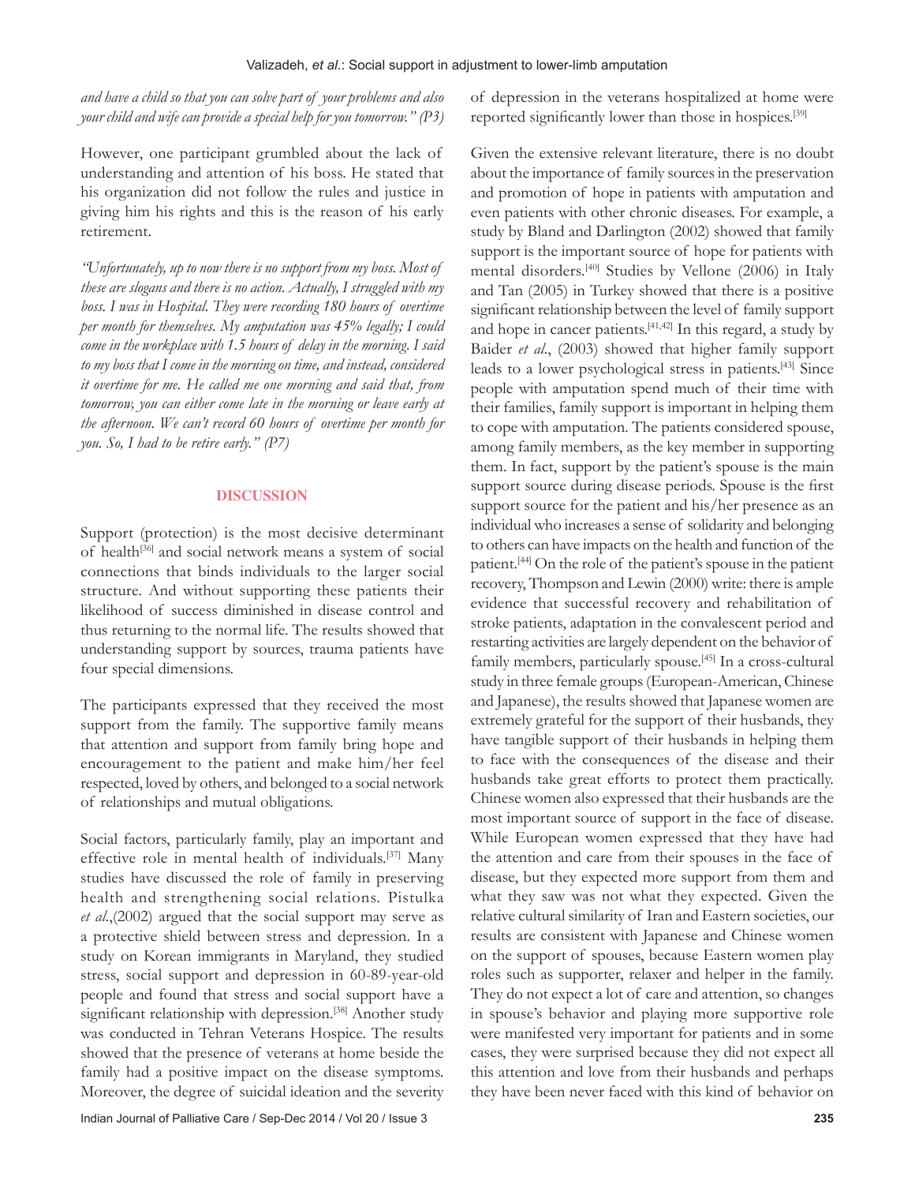*and have a child so that you can solve part of your problems and also your child and wife can provide a special help for you tomorrow." (P3)*

However, one participant grumbled about the lack of understanding and attention of his boss. He stated that his organization did not follow the rules and justice in giving him his rights and this is the reason of his early retirement.

*"Unfortunately, up to now there is no support from my boss. Most of these are slogans and there is no action. Actually, I struggled with my boss. I was in Hospital. They were recording 180 hours of overtime per month for themselves. My amputation was 45% legally; I could come in the workplace with 1.5 hours of delay in the morning. I said to my boss that I come in the morning on time, and instead, considered it overtime for me. He called me one morning and said that, from tomorrow, you can either come late in the morning or leave early at the afternoon. We can't record 60 hours of overtime per month for you. So, I had to be retire early." (P7)*

## DISCUSSION

Support (protection) is the most decisive determinant of health[36] and social network means a system of social connections that binds individuals to the larger social structure. And without supporting these patients their likelihood of success diminished in disease control and thus returning to the normal life. The results showed that understanding support by sources, trauma patients have four special dimensions.

The participants expressed that they received the most support from the family. The supportive family means that attention and support from family bring hope and encouragement to the patient and make him/her feel respected, loved by others, and belonged to a social network of relationships and mutual obligations.

Social factors, particularly family, play an important and effective role in mental health of individuals.[37] Many studies have discussed the role of family in preserving health and strengthening social relations. Pistulka *et al.*,(2002) argued that the social support may serve as a protective shield between stress and depression. In a study on Korean immigrants in Maryland, they studied stress, social support and depression in 60-89-year-old people and found that stress and social support have a significant relationship with depression.[38] Another study was conducted in Tehran Veterans Hospice. The results showed that the presence of veterans at home beside the family had a positive impact on the disease symptoms. Moreover, the degree of suicidal ideation and the severity of depression in the veterans hospitalized at home were reported significantly lower than those in hospices.[39]

Given the extensive relevant literature, there is no doubt about the importance of family sources in the preservation and promotion of hope in patients with amputation and even patients with other chronic diseases. For example, a study by Bland and Darlington (2002) showed that family support is the important source of hope for patients with mental disorders.[40] Studies by Vellone (2006) in Italy and Tan (2005) in Turkey showed that there is a positive significant relationship between the level of family support and hope in cancer patients.[41,42] In this regard, a study by Baider *et al.*, (2003) showed that higher family support leads to a lower psychological stress in patients.[43] Since people with amputation spend much of their time with their families, family support is important in helping them to cope with amputation. The patients considered spouse, among family members, as the key member in supporting them. In fact, support by the patient's spouse is the main support source during disease periods. Spouse is the first support source for the patient and his/her presence as an individual who increases a sense of solidarity and belonging to others can have impacts on the health and function of the patient.[44] On the role of the patient's spouse in the patient recovery, Thompson and Lewin (2000) write: there is ample evidence that successful recovery and rehabilitation of stroke patients, adaptation in the convalescent period and restarting activities are largely dependent on the behavior of family members, particularly spouse.[45] In a cross-cultural study in three female groups (European-American, Chinese and Japanese), the results showed that Japanese women are extremely grateful for the support of their husbands, they have tangible support of their husbands in helping them to face with the consequences of the disease and their husbands take great efforts to protect them practically. Chinese women also expressed that their husbands are the most important source of support in the face of disease. While European women expressed that they have had the attention and care from their spouses in the face of disease, but they expected more support from them and what they saw was not what they expected. Given the relative cultural similarity of Iran and Eastern societies, our results are consistent with Japanese and Chinese women on the support of spouses, because Eastern women play roles such as supporter, relaxer and helper in the family. They do not expect a lot of care and attention, so changes in spouse's behavior and playing more supportive role were manifested very important for patients and in some cases, they were surprised because they did not expect all this attention and love from their husbands and perhaps they have been never faced with this kind of behavior on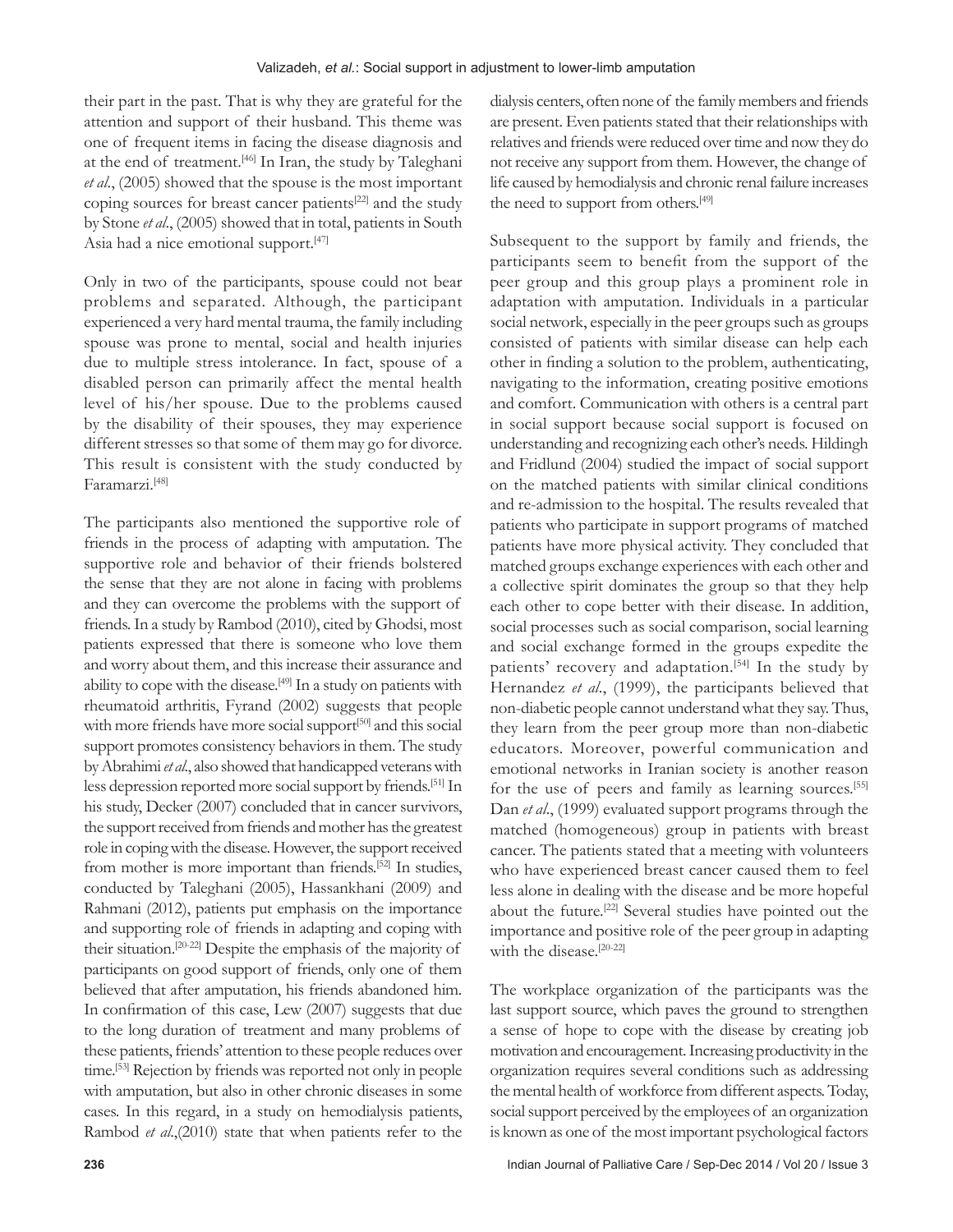their part in the past. That is why they are grateful for the attention and support of their husband. This theme was one of frequent items in facing the disease diagnosis and at the end of treatment.[46] In Iran, the study by Taleghani *et al*., (2005) showed that the spouse is the most important coping sources for breast cancer patients[22] and the study by Stone *et al*., (2005) showed that in total, patients in South Asia had a nice emotional support.[47]

Only in two of the participants, spouse could not bear problems and separated. Although, the participant experienced a very hard mental trauma, the family including spouse was prone to mental, social and health injuries due to multiple stress intolerance. In fact, spouse of a disabled person can primarily affect the mental health level of his/her spouse. Due to the problems caused by the disability of their spouses, they may experience different stresses so that some of them may go for divorce. This result is consistent with the study conducted by Faramarzi.[48]

The participants also mentioned the supportive role of friends in the process of adapting with amputation. The supportive role and behavior of their friends bolstered the sense that they are not alone in facing with problems and they can overcome the problems with the support of friends. In a study by Rambod (2010), cited by Ghodsi, most patients expressed that there is someone who love them and worry about them, and this increase their assurance and ability to cope with the disease.[49] In a study on patients with rheumatoid arthritis, Fyrand (2002) suggests that people with more friends have more social support[50] and this social support promotes consistency behaviors in them. The study by Abrahimi *et al*., also showed that handicapped veterans with less depression reported more social support by friends.[51] In his study, Decker (2007) concluded that in cancer survivors, the support received from friends and mother has the greatest role in coping with the disease. However, the support received from mother is more important than friends.[52] In studies, conducted by Taleghani (2005), Hassankhani (2009) and Rahmani (2012), patients put emphasis on the importance and supporting role of friends in adapting and coping with their situation.[20-22] Despite the emphasis of the majority of participants on good support of friends, only one of them believed that after amputation, his friends abandoned him. In confirmation of this case, Lew (2007) suggests that due to the long duration of treatment and many problems of these patients, friends' attention to these people reduces over time.[53] Rejection by friends was reported not only in people with amputation, but also in other chronic diseases in some cases. In this regard, in a study on hemodialysis patients, Rambod *et al*.,(2010) state that when patients refer to the dialysis centers, often none of the family members and friends are present. Even patients stated that their relationships with relatives and friends were reduced over time and now they do not receive any support from them. However, the change of life caused by hemodialysis and chronic renal failure increases the need to support from others.[49]

Subsequent to the support by family and friends, the participants seem to benefit from the support of the peer group and this group plays a prominent role in adaptation with amputation. Individuals in a particular social network, especially in the peer groups such as groups consisted of patients with similar disease can help each other in finding a solution to the problem, authenticating, navigating to the information, creating positive emotions and comfort. Communication with others is a central part in social support because social support is focused on understanding and recognizing each other's needs. Hildingh and Fridlund (2004) studied the impact of social support on the matched patients with similar clinical conditions and re-admission to the hospital. The results revealed that patients who participate in support programs of matched patients have more physical activity. They concluded that matched groups exchange experiences with each other and a collective spirit dominates the group so that they help each other to cope better with their disease. In addition, social processes such as social comparison, social learning and social exchange formed in the groups expedite the patients' recovery and adaptation.[54] In the study by Hernandez *et al*., (1999), the participants believed that non-diabetic people cannot understand what they say. Thus, they learn from the peer group more than non-diabetic educators. Moreover, powerful communication and emotional networks in Iranian society is another reason for the use of peers and family as learning sources.[55] Dan *et al*., (1999) evaluated support programs through the matched (homogeneous) group in patients with breast cancer. The patients stated that a meeting with volunteers who have experienced breast cancer caused them to feel less alone in dealing with the disease and be more hopeful about the future.[22] Several studies have pointed out the importance and positive role of the peer group in adapting with the disease.[20-22]

The workplace organization of the participants was the last support source, which paves the ground to strengthen a sense of hope to cope with the disease by creating job motivation and encouragement. Increasing productivity in the organization requires several conditions such as addressing the mental health of workforce from different aspects. Today, social support perceived by the employees of an organization is known as one of the most important psychological factors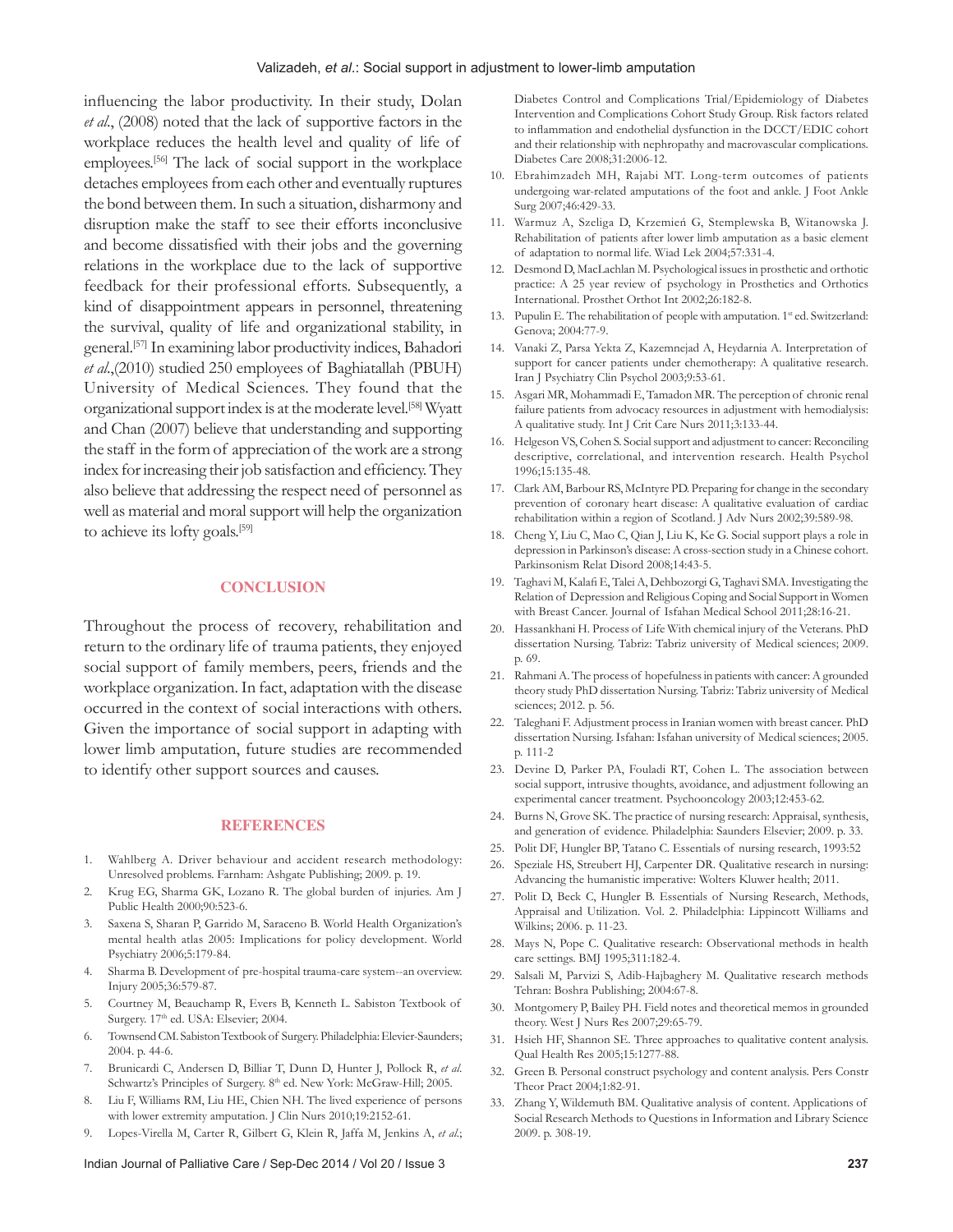influencing the labor productivity. In their study, Dolan *et al*., (2008) noted that the lack of supportive factors in the workplace reduces the health level and quality of life of employees.[56] The lack of social support in the workplace detaches employees from each other and eventually ruptures the bond between them. In such a situation, disharmony and disruption make the staff to see their efforts inconclusive and become dissatisfied with their jobs and the governing relations in the workplace due to the lack of supportive feedback for their professional efforts. Subsequently, a kind of disappointment appears in personnel, threatening the survival, quality of life and organizational stability, in general.[57] In examining labor productivity indices, Bahadori *et al*.,(2010) studied 250 employees of Baghiatallah (PBUH) University of Medical Sciences. They found that the organizational support index is at the moderate level.[58] Wyatt and Chan (2007) believe that understanding and supporting the staff in the form of appreciation of the work are a strong index for increasing their job satisfaction and efficiency. They also believe that addressing the respect need of personnel as well as material and moral support will help the organization to achieve its lofty goals.[59]

## CONCLUSION

Throughout the process of recovery, rehabilitation and return to the ordinary life of trauma patients, they enjoyed social support of family members, peers, friends and the workplace organization. In fact, adaptation with the disease occurred in the context of social interactions with others. Given the importance of social support in adapting with lower limb amputation, future studies are recommended to identify other support sources and causes.

## REFERENCES

1. Wahlberg A. Driver behaviour and accident research methodology: Unresolved problems. Farnham: Ashgate Publishing; 2009. p. 19.
2. Krug EG, Sharma GK, Lozano R. The global burden of injuries. Am J Public Health 2000;90:523-6.
3. Saxena S, Sharan P, Garrido M, Saraceno B. World Health Organization's mental health atlas 2005: Implications for policy development. World Psychiatry 2006;5:179-84.
4. Sharma B. Development of pre-hospital trauma-care system--an overview. Injury 2005;36:579-87.
5. Courtney M, Beauchamp R, Evers B, Kenneth L. Sabiston Textbook of Surgery. 17th ed. USA: Elsevier; 2004.
6. Townsend CM. Sabiston Textbook of Surgery. Philadelphia: Elevier-Saunders; 2004. p. 44-6.
7. Brunicardi C, Andersen D, Billiar T, Dunn D, Hunter J, Pollock R, *et al*. Schwartz's Principles of Surgery. 8th ed. New York: McGraw-Hill; 2005.
8. Liu F, Williams RM, Liu HE, Chien NH. The lived experience of persons with lower extremity amputation. J Clin Nurs 2010;19:2152-61.
9. Lopes-Virella M, Carter R, Gilbert G, Klein R, Jaffa M, Jenkins A, *et al*.; Diabetes Control and Complications Trial/Epidemiology of Diabetes Intervention and Complications Cohort Study Group. Risk factors related to inflammation and endothelial dysfunction in the DCCT/EDIC cohort and their relationship with nephropathy and macrovascular complications. Diabetes Care 2008;31:2006-12.
10. Ebrahimzadeh MH, Rajabi MT. Long-term outcomes of patients undergoing war-related amputations of the foot and ankle. J Foot Ankle Surg 2007;46:429-33.
11. Warmuz A, Szeliga D, Krzemień G, Stemplewska B, Witanowska J. Rehabilitation of patients after lower limb amputation as a basic element of adaptation to normal life. Wiad Lek 2004;57:331-4.
12. Desmond D, MacLachlan M. Psychological issues in prosthetic and orthotic practice: A 25 year review of psychology in Prosthetics and Orthotics International. Prosthet Orthot Int 2002;26:182-8.
13. Pupulin E. The rehabilitation of people with amputation. 1st ed. Switzerland: Genova; 2004:77-9.
14. Vanaki Z, Parsa Yekta Z, Kazemnejad A, Heydarnia A. Interpretation of support for cancer patients under chemotherapy: A qualitative research. Iran J Psychiatry Clin Psychol 2003;9:53-61.
15. Asgari MR, Mohammadi E, Tamadon MR. The perception of chronic renal failure patients from advocacy resources in adjustment with hemodialysis: A qualitative study. Int J Crit Care Nurs 2011;3:133-44.
16. Helgeson VS, Cohen S. Social support and adjustment to cancer: Reconciling descriptive, correlational, and intervention research. Health Psychol 1996;15:135-48.
17. Clark AM, Barbour RS, McIntyre PD. Preparing for change in the secondary prevention of coronary heart disease: A qualitative evaluation of cardiac rehabilitation within a region of Scotland. J Adv Nurs 2002;39:589-98.
18. Cheng Y, Liu C, Mao C, Qian J, Liu K, Ke G. Social support plays a role in depression in Parkinson's disease: A cross-section study in a Chinese cohort. Parkinsonism Relat Disord 2008;14:43-5.
19. Taghavi M, Kalafi E, Talei A, Dehbozorgi G, Taghavi SMA. Investigating the Relation of Depression and Religious Coping and Social Support in Women with Breast Cancer. Journal of Isfahan Medical School 2011;28:16-21.
20. Hassankhani H. Process of Life With chemical injury of the Veterans. PhD dissertation Nursing. Tabriz: Tabriz university of Medical sciences; 2009. p. 69.
21. Rahmani A. The process of hopefulness in patients with cancer: A grounded theory study PhD dissertation Nursing. Tabriz: Tabriz university of Medical sciences; 2012. p. 56.
22. Taleghani F. Adjustment process in Iranian women with breast cancer. PhD dissertation Nursing. Isfahan: Isfahan university of Medical sciences; 2005. p. 111-2
23. Devine D, Parker PA, Fouladi RT, Cohen L. The association between social support, intrusive thoughts, avoidance, and adjustment following an experimental cancer treatment. Psychooncology 2003;12:453-62.
24. Burns N, Grove SK. The practice of nursing research: Appraisal, synthesis, and generation of evidence. Philadelphia: Saunders Elsevier; 2009. p. 33.
25. Polit DF, Hungler BP, Tatano C. Essentials of nursing research, 1993:52
26. Speziale HS, Streubert HJ, Carpenter DR. Qualitative research in nursing: Advancing the humanistic imperative: Wolters Kluwer health; 2011.
27. Polit D, Beck C, Hungler B. Essentials of Nursing Research, Methods, Appraisal and Utilization. Vol. 2. Philadelphia: Lippincott Williams and Wilkins; 2006. p. 11-23.
28. Mays N, Pope C. Qualitative research: Observational methods in health care settings. BMJ 1995;311:182-4.
29. Salsali M, Parvizi S, Adib-Hajbaghery M. Qualitative research methods Tehran: Boshra Publishing; 2004:67-8.
30. Montgomery P, Bailey PH. Field notes and theoretical memos in grounded theory. West J Nurs Res 2007;29:65-79.
31. Hsieh HF, Shannon SE. Three approaches to qualitative content analysis. Qual Health Res 2005;15:1277-88.
32. Green B. Personal construct psychology and content analysis. Pers Constr Theor Pract 2004;1:82-91.
33. Zhang Y, Wildemuth BM. Qualitative analysis of content. Applications of Social Research Methods to Questions in Information and Library Science 2009. p. 308-19.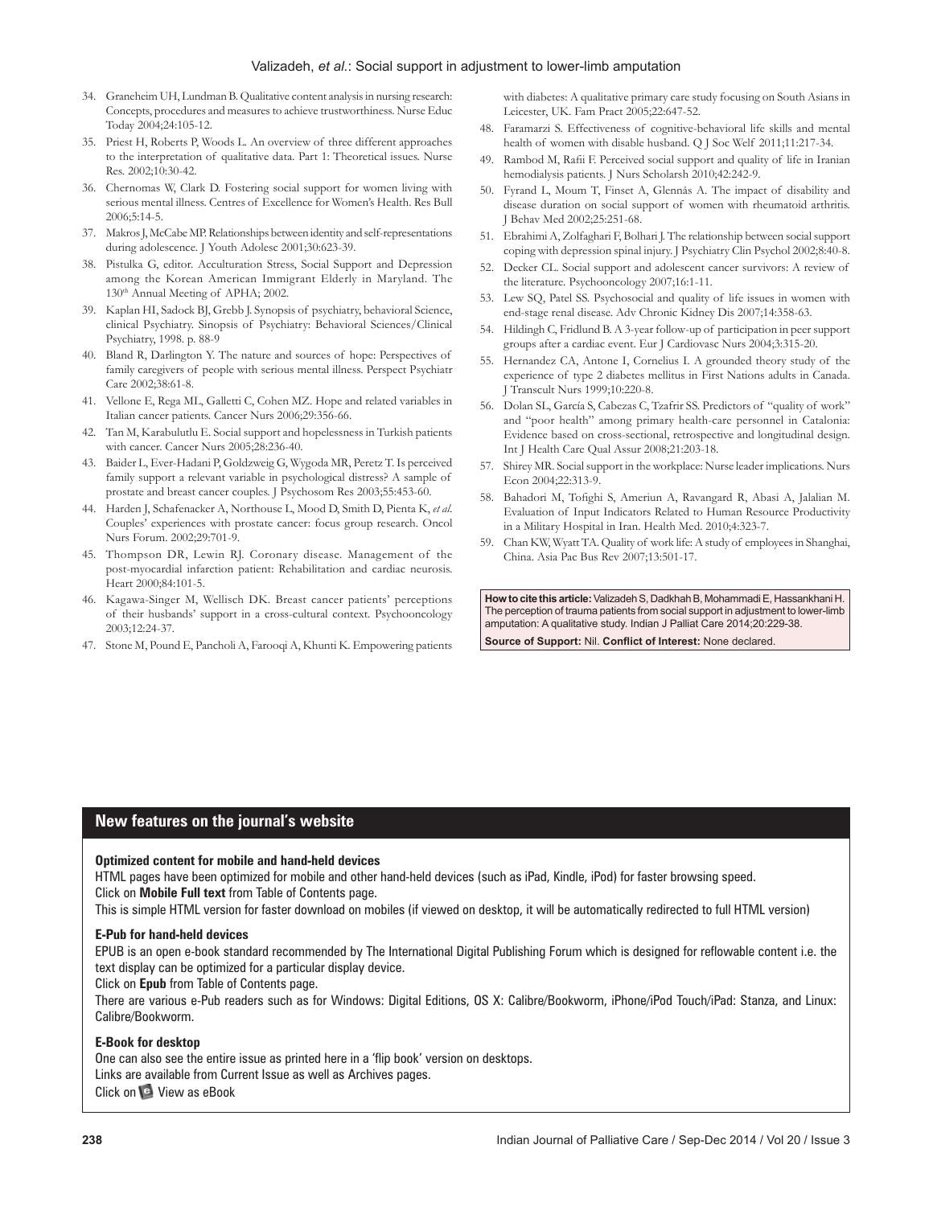34. Graneheim UH, Lundman B. Qualitative content analysis in nursing research: Concepts, procedures and measures to achieve trustworthiness. Nurse Educ Today 2004;24:105-12.
35. Priest H, Roberts P, Woods L. An overview of three different approaches to the interpretation of qualitative data. Part 1: Theoretical issues. Nurse Res. 2002;10:30-42.
36. Chernomas W, Clark D. Fostering social support for women living with serious mental illness. Centres of Excellence for Women's Health. Res Bull 2006;5:14-5.
37. Makros J, McCabe MP. Relationships between identity and self-representations during adolescence. J Youth Adolesc 2001;30:623-39.
38. Pistulka G, editor. Acculturation Stress, Social Support and Depression among the Korean American Immigrant Elderly in Maryland. The 130th Annual Meeting of APHA; 2002.
39. Kaplan HI, Sadock BJ, Grebb J. Synopsis of psychiatry, behavioral Science, clinical Psychiatry. Sinopsis of Psychiatry: Behavioral Sciences/Clinical Psychiatry, 1998. p. 88-9
40. Bland R, Darlington Y. The nature and sources of hope: Perspectives of family caregivers of people with serious mental illness. Perspect Psychiatr Care 2002;38:61-8.
41. Vellone E, Rega ML, Galletti C, Cohen MZ. Hope and related variables in Italian cancer patients. Cancer Nurs 2006;29:356-66.
42. Tan M, Karabulutlu E. Social support and hopelessness in Turkish patients with cancer. Cancer Nurs 2005;28:236-40.
43. Baider L, Ever-Hadani P, Goldzweig G, Wygoda MR, Peretz T. Is perceived family support a relevant variable in psychological distress? A sample of prostate and breast cancer couples. J Psychosom Res 2003;55:453-60.
44. Harden J, Schafenacker A, Northouse L, Mood D, Smith D, Pienta K, *et al*. Couples' experiences with prostate cancer: focus group research. Oncol Nurs Forum. 2002;29:701-9.
45. Thompson DR, Lewin RJ. Coronary disease. Management of the post-myocardial infarction patient: Rehabilitation and cardiac neurosis. Heart 2000;84:101-5.
46. Kagawa-Singer M, Wellisch DK. Breast cancer patients' perceptions of their husbands' support in a cross-cultural context. Psychooncology 2003;12:24-37.
47. Stone M, Pound E, Pancholi A, Farooqi A, Khunti K. Empowering patients with diabetes: A qualitative primary care study focusing on South Asians in Leicester, UK. Fam Pract 2005;22:647-52.
48. Faramarzi S. Effectiveness of cognitive-behavioral life skills and mental health of women with disable husband. Q J Soc Welf 2011;11:217-34.
49. Rambod M, Rafii F. Perceived social support and quality of life in Iranian hemodialysis patients. J Nurs Scholarsh 2010;42:242-9.
50. Fyrand L, Moum T, Finset A, Glennås A. The impact of disability and disease duration on social support of women with rheumatoid arthritis. J Behav Med 2002;25:251-68.
51. Ebrahimi A, Zolfaghari F, Bolhari J. The relationship between social support coping with depression spinal injury. J Psychiatry Clin Psychol 2002;8:40-8.
52. Decker CL. Social support and adolescent cancer survivors: A review of the literature. Psychooncology 2007;16:1-11.
53. Lew SQ, Patel SS. Psychosocial and quality of life issues in women with end-stage renal disease. Adv Chronic Kidney Dis 2007;14:358-63.
54. Hildingh C, Fridlund B. A 3-year follow-up of participation in peer support groups after a cardiac event. Eur J Cardiovasc Nurs 2004;3:315-20.
55. Hernandez CA, Antone I, Cornelius I. A grounded theory study of the experience of type 2 diabetes mellitus in First Nations adults in Canada. J Transcult Nurs 1999;10:220-8.
56. Dolan SL, García S, Cabezas C, Tzafrir SS. Predictors of "quality of work" and "poor health" among primary health-care personnel in Catalonia: Evidence based on cross-sectional, retrospective and longitudinal design. Int J Health Care Qual Assur 2008;21:203-18.
57. Shirey MR. Social support in the workplace: Nurse leader implications. Nurs Econ 2004;22:313-9.
58. Bahadori M, Tofighi S, Ameriun A, Ravangard R, Abasi A, Jalalian M. Evaluation of Input Indicators Related to Human Resource Productivity in a Military Hospital in Iran. Health Med. 2010;4:323-7.
59. Chan KW, Wyatt TA. Quality of work life: A study of employees in Shanghai, China. Asia Pac Bus Rev 2007;13:501-17.

**How to cite this article:** Valizadeh S, Dadkhah B, Mohammadi E, Hassankhani H. The perception of trauma patients from social support in adjustment to lower-limb amputation: A qualitative study. Indian J Palliat Care 2014;20:229-38.

**Source of Support:** Nil. **Conflict of Interest:** None declared.

## New features on the journal's website

**Optimized content for mobile and hand-held devices**

HTML pages have been optimized for mobile and other hand-held devices (such as iPad, Kindle, iPod) for faster browsing speed.

Click on **Mobile Full text** from Table of Contents page.

This is simple HTML version for faster download on mobiles (if viewed on desktop, it will be automatically redirected to full HTML version)

**E-Pub for hand-held devices**

EPUB is an open e-book standard recommended by The International Digital Publishing Forum which is designed for reflowable content i.e. the text display can be optimized for a particular display device.

Click on **Epub** from Table of Contents page.

There are various e-Pub readers such as for Windows: Digital Editions, OS X: Calibre/Bookworm, iPhone/iPod Touch/iPad: Stanza, and Linux: Calibre/Bookworm.

**E-Book for desktop**

One can also see the entire issue as printed here in a 'flip book' version on desktops.

Links are available from Current Issue as well as Archives pages.

Click on View as eBook